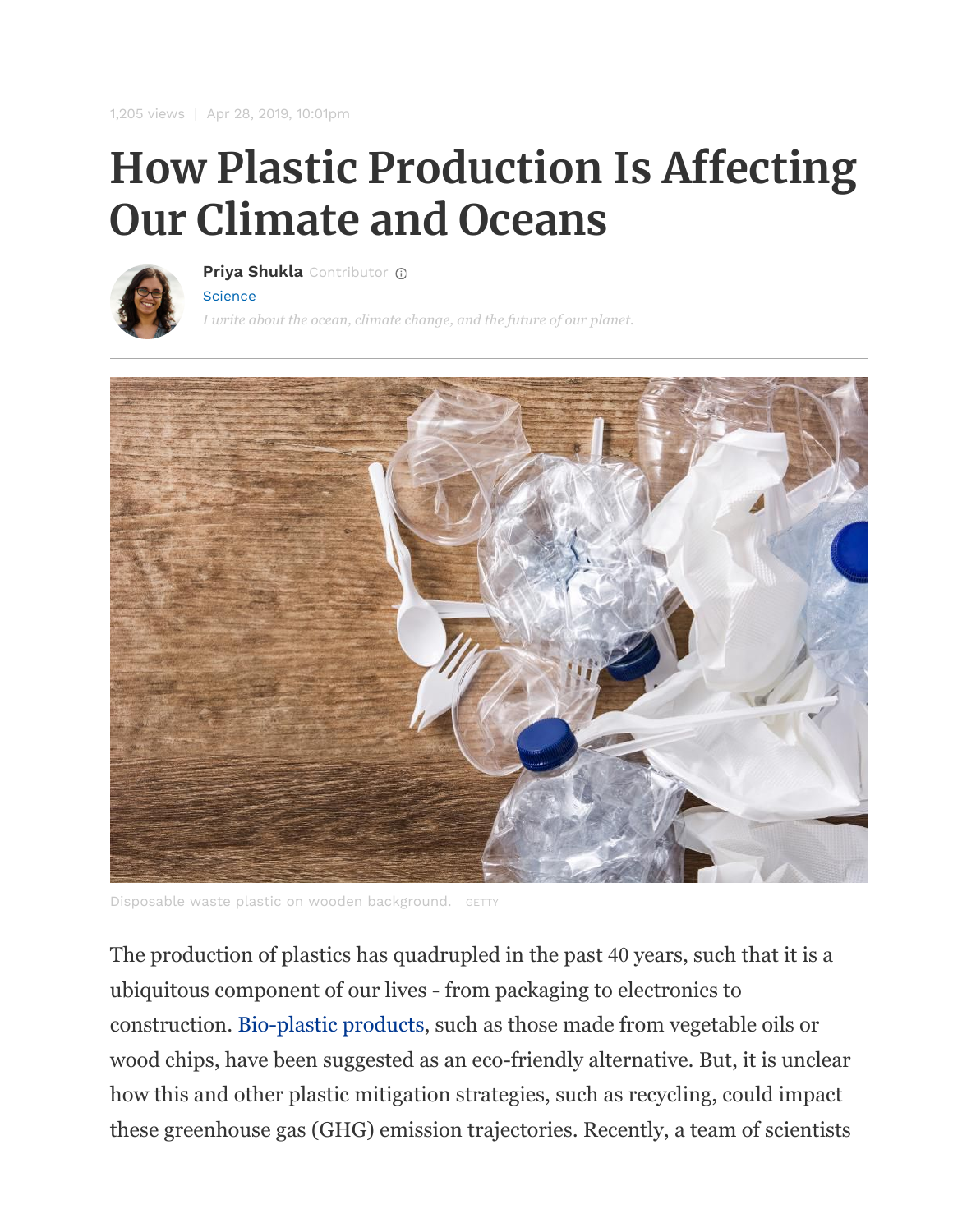1,205 views | Apr 28, 2019, 10:01pm

# How Plastic Production Is Affecting Our Climate and Oceans

**Priya Shukla** Contributor
Science
*I write about the ocean, climate change, and the future of our planet.*

Disposable waste plastic on wooden background. GETTY

The production of plastics has quadrupled in the past 40 years, such that it is a ubiquitous component of our lives - from packaging to electronics to construction. Bio-plastic products, such as those made from vegetable oils or wood chips, have been suggested as an eco-friendly alternative. But, it is unclear how this and other plastic mitigation strategies, such as recycling, could impact these greenhouse gas (GHG) emission trajectories. Recently, a team of scientists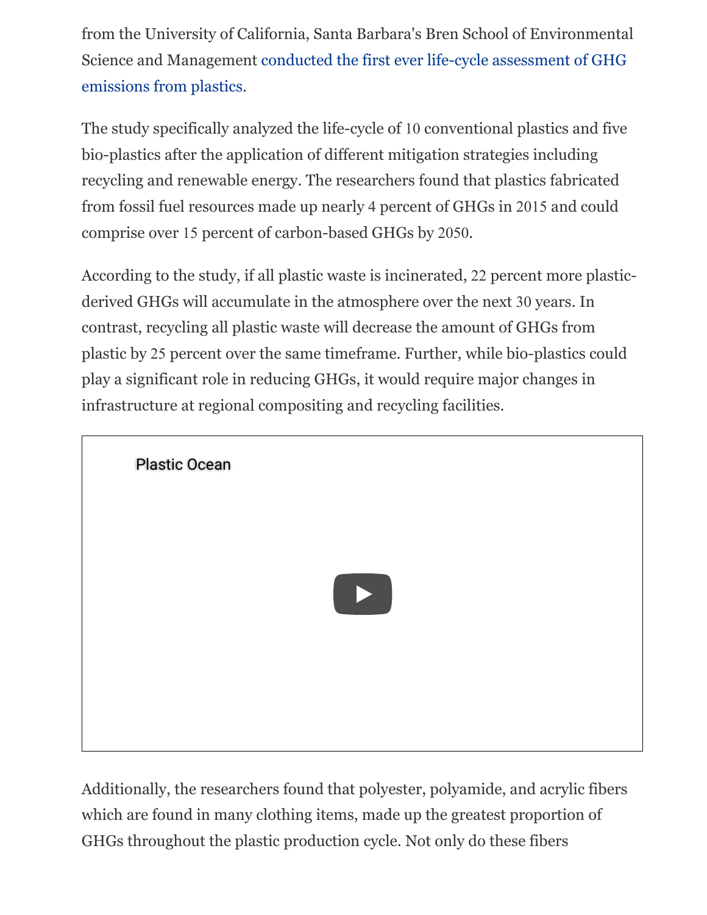from the University of California, Santa Barbara's Bren School of Environmental Science and Management conducted the first ever life-cycle assessment of GHG emissions from plastics.

The study specifically analyzed the life-cycle of 10 conventional plastics and five bio-plastics after the application of different mitigation strategies including recycling and renewable energy. The researchers found that plastics fabricated from fossil fuel resources made up nearly 4 percent of GHGs in 2015 and could comprise over 15 percent of carbon-based GHGs by 2050.

According to the study, if all plastic waste is incinerated, 22 percent more plastic-derived GHGs will accumulate in the atmosphere over the next 30 years. In contrast, recycling all plastic waste will decrease the amount of GHGs from plastic by 25 percent over the same timeframe. Further, while bio-plastics could play a significant role in reducing GHGs, it would require major changes in infrastructure at regional compositing and recycling facilities.

Plastic Ocean

Additionally, the researchers found that polyester, polyamide, and acrylic fibers which are found in many clothing items, made up the greatest proportion of GHGs throughout the plastic production cycle. Not only do these fibers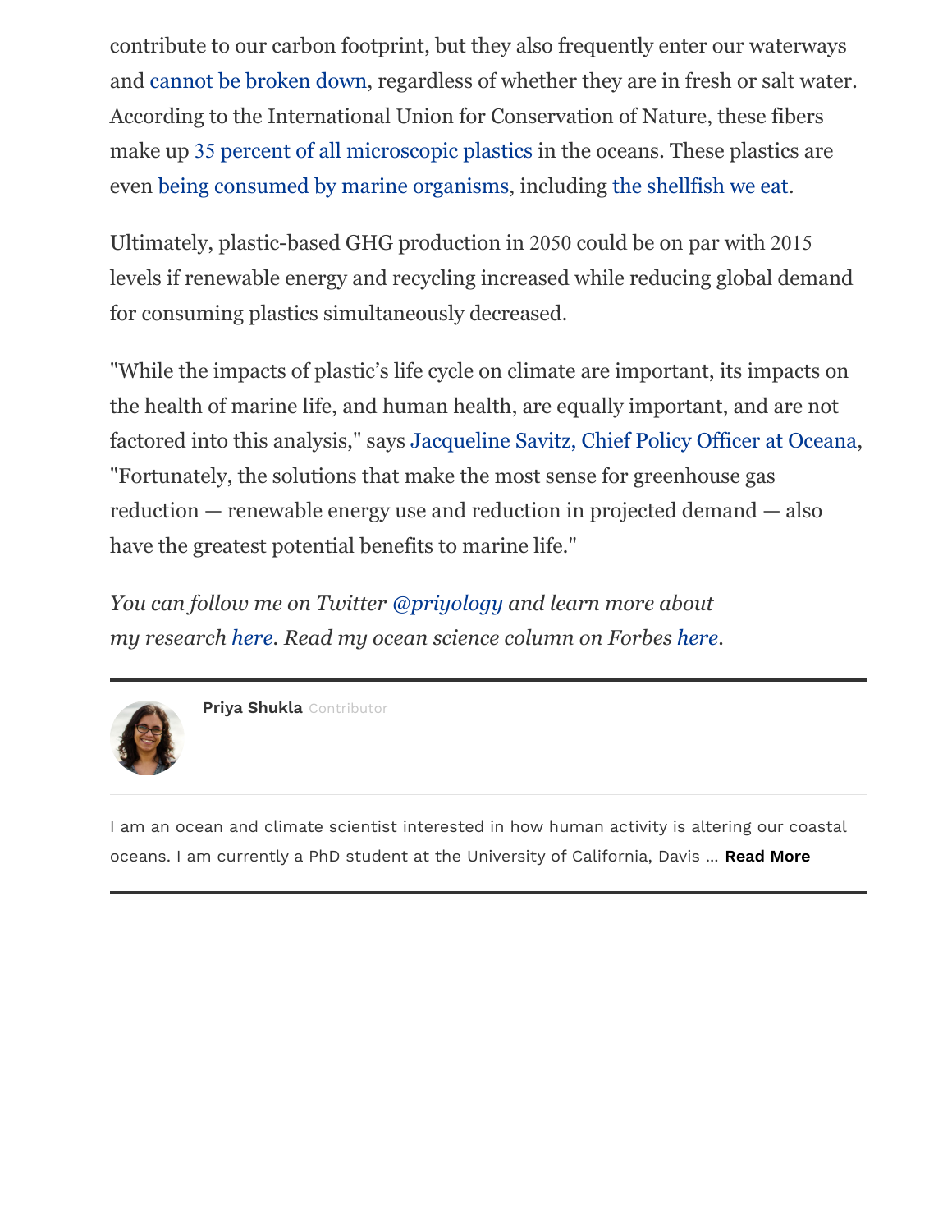contribute to our carbon footprint, but they also frequently enter our waterways and cannot be broken down, regardless of whether they are in fresh or salt water. According to the International Union for Conservation of Nature, these fibers make up 35 percent of all microscopic plastics in the oceans. These plastics are even being consumed by marine organisms, including the shellfish we eat.

Ultimately, plastic-based GHG production in 2050 could be on par with 2015 levels if renewable energy and recycling increased while reducing global demand for consuming plastics simultaneously decreased.

"While the impacts of plastic's life cycle on climate are important, its impacts on the health of marine life, and human health, are equally important, and are not factored into this analysis," says Jacqueline Savitz, Chief Policy Officer at Oceana, "Fortunately, the solutions that make the most sense for greenhouse gas reduction — renewable energy use and reduction in projected demand — also have the greatest potential benefits to marine life."

*You can follow me on Twitter @priyology and learn more about my research here. Read my ocean science column on Forbes here.*

---

**Priya Shukla** Contributor

I am an ocean and climate scientist interested in how human activity is altering our coastal oceans. I am currently a PhD student at the University of California, Davis ... **Read More**

---